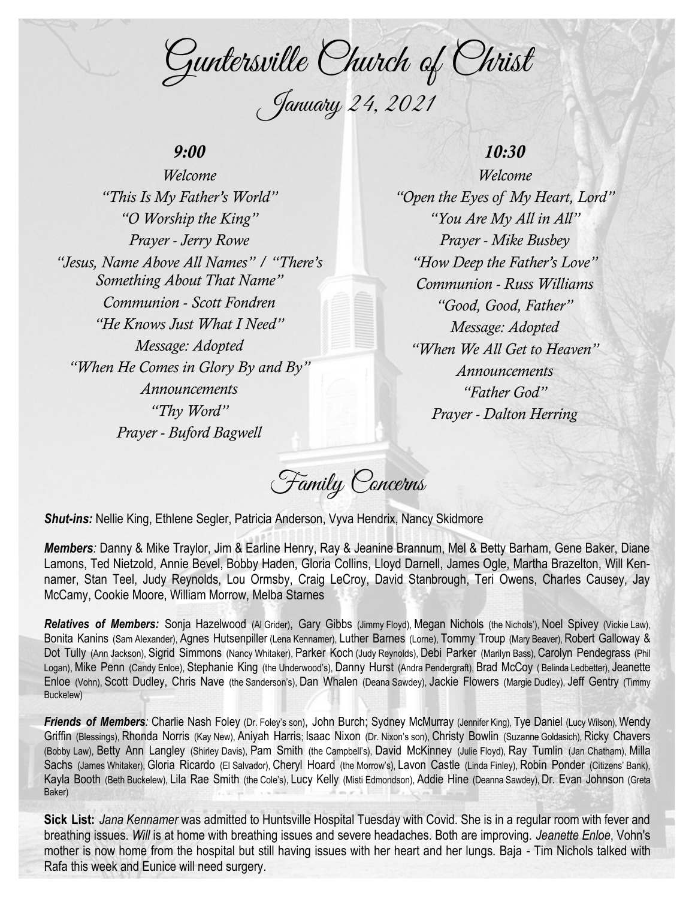# Guntersville Church of Christ

## January 24, 2021

### *9:00*

*Welcome*
*"This Is My Father's World"*
*"O Worship the King"*
*Prayer - Jerry Rowe*
*"Jesus, Name Above All Names" / "There's Something About That Name"*
*Communion - Scott Fondren*
*"He Knows Just What I Need"*
*Message: Adopted*
*"When He Comes in Glory By and By"*
*Announcements*
*"Thy Word"*
*Prayer - Buford Bagwell*

### *10:30*

*Welcome*
*"Open the Eyes of My Heart, Lord"*
*"You Are My All in All"*
*Prayer - Mike Busbey*
*"How Deep the Father's Love"*
*Communion - Russ Williams*
*"Good, Good, Father"*
*Message: Adopted*
*"When We All Get to Heaven"*
*Announcements*
*"Father God"*
*Prayer - Dalton Herring*

## Family Concerns

***Shut-ins:*** Nellie King, Ethlene Segler, Patricia Anderson, Vyva Hendrix, Nancy Skidmore

***Members**:* Danny & Mike Traylor, Jim & Earline Henry, Ray & Jeanine Brannum, Mel & Betty Barham, Gene Baker, Diane Lamons, Ted Nietzold, Annie Bevel, Bobby Haden, Gloria Collins, Lloyd Darnell, James Ogle, Martha Brazelton, Will Kennamer, Stan Teel, Judy Reynolds, Lou Ormsby, Craig LeCroy, David Stanbrough, Teri Owens, Charles Causey, Jay McCamy, Cookie Moore, William Morrow, Melba Starnes

***Relatives of Members:*** Sonja Hazelwood (Al Grider), Gary Gibbs (Jimmy Floyd), Megan Nichols (the Nichols'), Noel Spivey (Vickie Law), Bonita Kanins (Sam Alexander), Agnes Hutsenpiller (Lena Kennamer), Luther Barnes (Lorne), Tommy Troup (Mary Beaver), Robert Galloway & Dot Tully (Ann Jackson), Sigrid Simmons (Nancy Whitaker), Parker Koch (Judy Reynolds), Debi Parker (Marilyn Bass), Carolyn Pendegrass (Phil Logan), Mike Penn (Candy Enloe), Stephanie King (the Underwood's), Danny Hurst (Andra Pendergraft), Brad McCoy ( Belinda Ledbetter), Jeanette Enloe (Vohn), Scott Dudley, Chris Nave (the Sanderson's), Dan Whalen (Deana Sawdey), Jackie Flowers (Margie Dudley), Jeff Gentry (Timmy Buckelew)

***Friends of Members**:* Charlie Nash Foley (Dr. Foley's son), John Burch; Sydney McMurray (Jennifer King), Tye Daniel (Lucy Wilson), Wendy Griffin (Blessings), Rhonda Norris (Kay New), Aniyah Harris; Isaac Nixon (Dr. Nixon's son), Christy Bowlin (Suzanne Goldasich), Ricky Chavers (Bobby Law), Betty Ann Langley (Shirley Davis), Pam Smith (the Campbell's), David McKinney (Julie Floyd), Ray Tumlin (Jan Chatham), Milla Sachs (James Whitaker), Gloria Ricardo (El Salvador), Cheryl Hoard (the Morrow's), Lavon Castle (Linda Finley), Robin Ponder (Citizens' Bank), Kayla Booth (Beth Buckelew), Lila Rae Smith (the Cole's), Lucy Kelly (Misti Edmondson), Addie Hine (Deanna Sawdey), Dr. Evan Johnson (Greta Baker)

**Sick List:** *Jana Kennamer* was admitted to Huntsville Hospital Tuesday with Covid. She is in a regular room with fever and breathing issues. *Will* is at home with breathing issues and severe headaches. Both are improving. *Jeanette Enloe*, Vohn's mother is now home from the hospital but still having issues with her heart and her lungs. Baja - Tim Nichols talked with Rafa this week and Eunice will need surgery.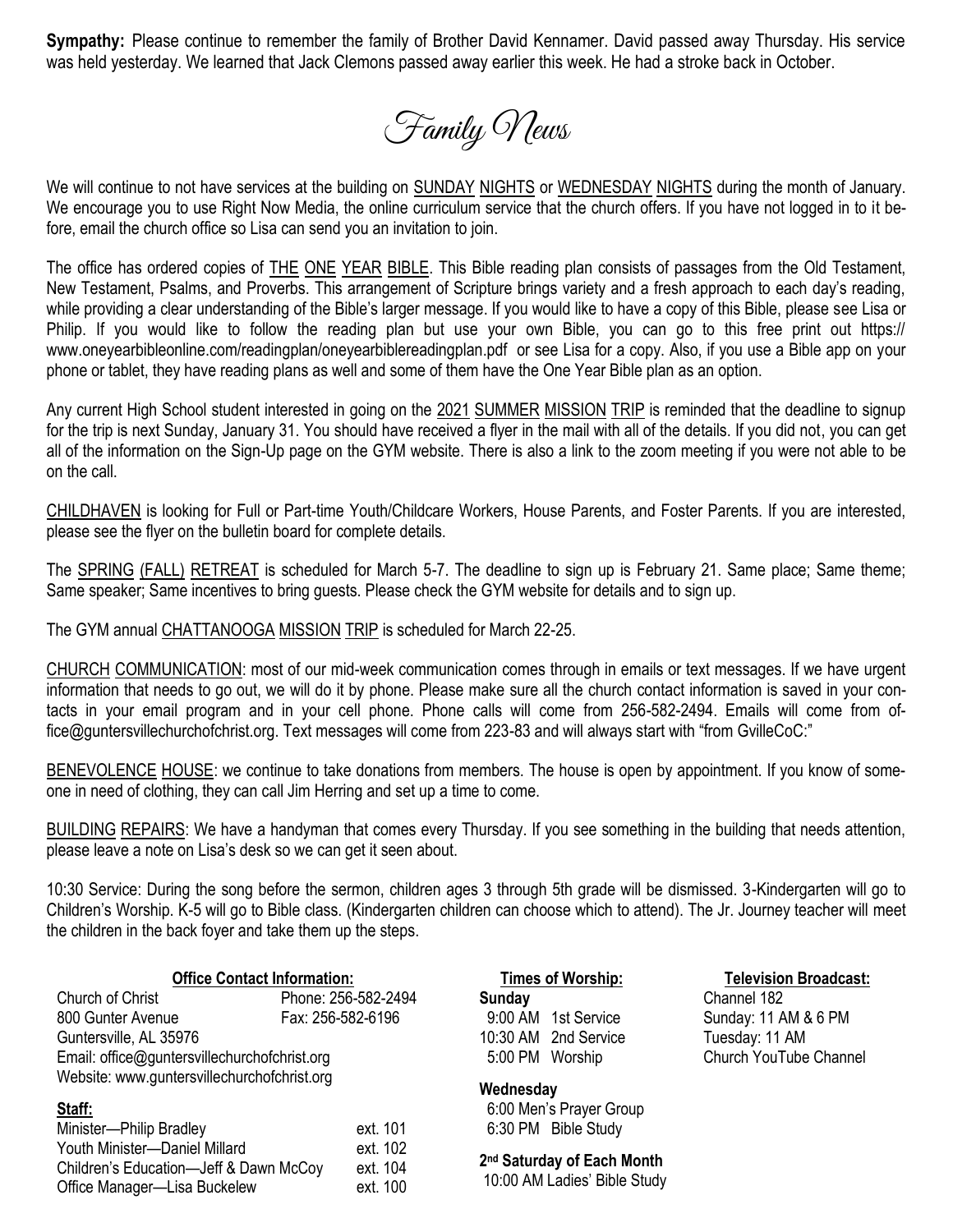**Sympathy:** Please continue to remember the family of Brother David Kennamer. David passed away Thursday. His service was held yesterday. We learned that Jack Clemons passed away earlier this week. He had a stroke back in October.

# Family News

We will continue to not have services at the building on SUNDAY NIGHTS or WEDNESDAY NIGHTS during the month of January. We encourage you to use Right Now Media, the online curriculum service that the church offers. If you have not logged in to it before, email the church office so Lisa can send you an invitation to join.

The office has ordered copies of THE ONE YEAR BIBLE. This Bible reading plan consists of passages from the Old Testament, New Testament, Psalms, and Proverbs. This arrangement of Scripture brings variety and a fresh approach to each day's reading, while providing a clear understanding of the Bible's larger message. If you would like to have a copy of this Bible, please see Lisa or Philip. If you would like to follow the reading plan but use your own Bible, you can go to this free print out https://www.oneyearbibleonline.com/readingplan/oneyearbiblereadingplan.pdf or see Lisa for a copy. Also, if you use a Bible app on your phone or tablet, they have reading plans as well and some of them have the One Year Bible plan as an option.

Any current High School student interested in going on the 2021 SUMMER MISSION TRIP is reminded that the deadline to signup for the trip is next Sunday, January 31. You should have received a flyer in the mail with all of the details. If you did not, you can get all of the information on the Sign-Up page on the GYM website. There is also a link to the zoom meeting if you were not able to be on the call.

CHILDHAVEN is looking for Full or Part-time Youth/Childcare Workers, House Parents, and Foster Parents. If you are interested, please see the flyer on the bulletin board for complete details.

The SPRING (FALL) RETREAT is scheduled for March 5-7. The deadline to sign up is February 21. Same place; Same theme; Same speaker; Same incentives to bring guests. Please check the GYM website for details and to sign up.

The GYM annual CHATTANOOGA MISSION TRIP is scheduled for March 22-25.

CHURCH COMMUNICATION: most of our mid-week communication comes through in emails or text messages. If we have urgent information that needs to go out, we will do it by phone. Please make sure all the church contact information is saved in your contacts in your email program and in your cell phone. Phone calls will come from 256-582-2494. Emails will come from office@guntersvillechurchofchrist.org. Text messages will come from 223-83 and will always start with "from GvilleCoC:"

BENEVOLENCE HOUSE: we continue to take donations from members. The house is open by appointment. If you know of someone in need of clothing, they can call Jim Herring and set up a time to come.

BUILDING REPAIRS: We have a handyman that comes every Thursday. If you see something in the building that needs attention, please leave a note on Lisa's desk so we can get it seen about.

10:30 Service: During the song before the sermon, children ages 3 through 5th grade will be dismissed. 3-Kindergarten will go to Children's Worship. K-5 will go to Bible class. (Kindergarten children can choose which to attend). The Jr. Journey teacher will meet the children in the back foyer and take them up the steps.

**Office Contact Information:**

Church of Christ — Phone: 256-582-2494
800 Gunter Avenue — Fax: 256-582-6196
Guntersville, AL 35976
Email: office@guntersvillechurchofchrist.org
Website: www.guntersvillechurchofchrist.org

**Staff:**

| | |
|---|---|
| Minister—Philip Bradley | ext. 101 |
| Youth Minister—Daniel Millard | ext. 102 |
| Children's Education—Jeff & Dawn McCoy | ext. 104 |
| Office Manager—Lisa Buckelew | ext. 100 |

**Times of Worship:**

**Sunday**
9:00 AM 1st Service
10:30 AM 2nd Service
5:00 PM Worship

**Wednesday**
6:00 Men's Prayer Group
6:30 PM Bible Study

**2nd Saturday of Each Month**
10:00 AM Ladies' Bible Study

**Television Broadcast:**

Channel 182
Sunday: 11 AM & 6 PM
Tuesday: 11 AM
Church YouTube Channel